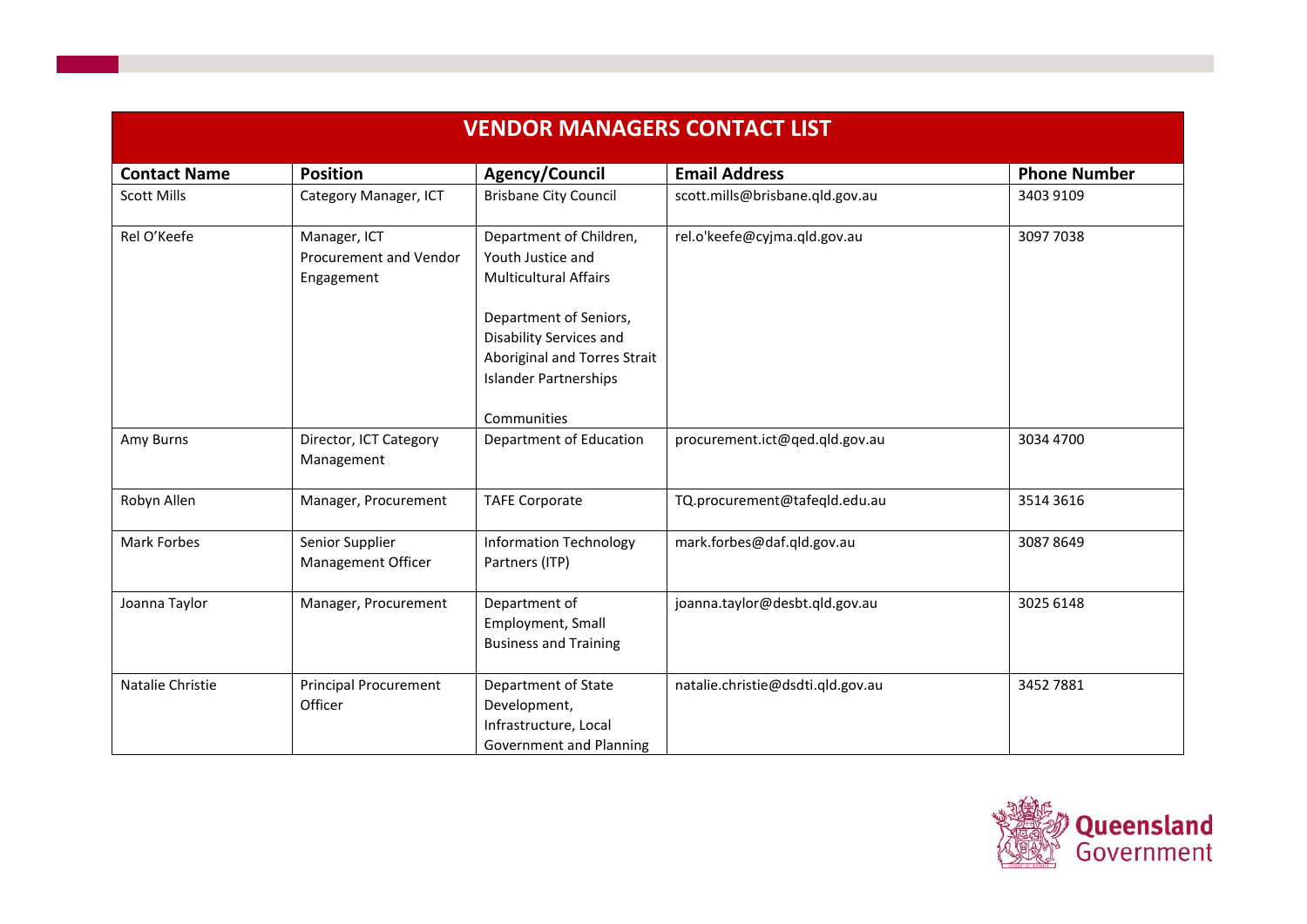| VENDOR MANAGERS CONTACT LIST | | | | |
|---|---|---|---|---|
| **Contact Name** | **Position** | **Agency/Council** | **Email Address** | **Phone Number** |
| Scott Mills | Category Manager, ICT | Brisbane City Council | scott.mills@brisbane.qld.gov.au | 3403 9109 |
| Rel O'Keefe | Manager, ICT Procurement and Vendor Engagement | Department of Children, Youth Justice and Multicultural Affairs<br><br>Department of Seniors, Disability Services and Aboriginal and Torres Strait Islander Partnerships<br><br>Communities | rel.o'keefe@cyjma.qld.gov.au | 3097 7038 |
| Amy Burns | Director, ICT Category Management | Department of Education | procurement.ict@qed.qld.gov.au | 3034 4700 |
| Robyn Allen | Manager, Procurement | TAFE Corporate | TQ.procurement@tafeqld.edu.au | 3514 3616 |
| Mark Forbes | Senior Supplier Management Officer | Information Technology Partners (ITP) | mark.forbes@daf.qld.gov.au | 3087 8649 |
| Joanna Taylor | Manager, Procurement | Department of Employment, Small Business and Training | joanna.taylor@desbt.qld.gov.au | 3025 6148 |
| Natalie Christie | Principal Procurement Officer | Department of State Development, Infrastructure, Local Government and Planning | natalie.christie@dsdti.qld.gov.au | 3452 7881 |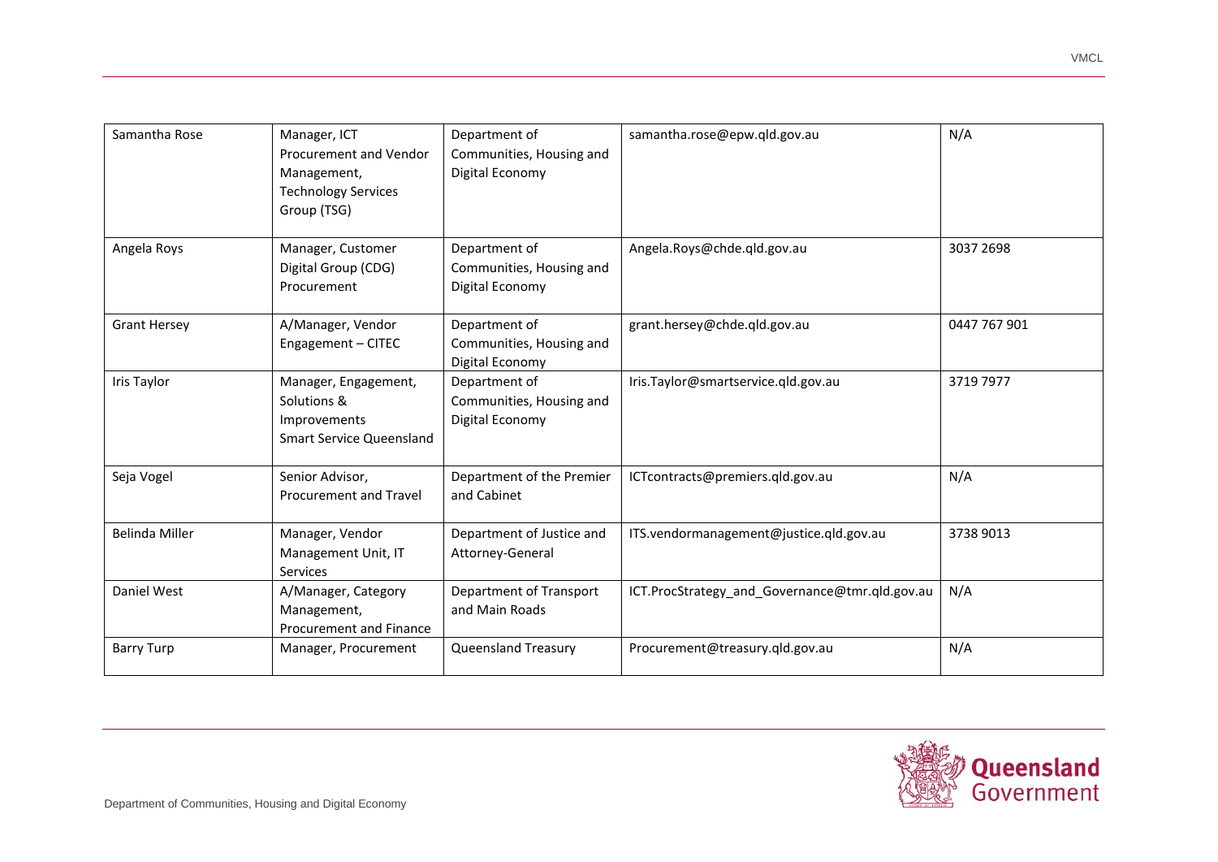| | | | | |
|---|---|---|---|---|
| Samantha Rose | Manager, ICT Procurement and Vendor Management, Technology Services Group (TSG) | Department of Communities, Housing and Digital Economy | samantha.rose@epw.qld.gov.au | N/A |
| Angela Roys | Manager, Customer Digital Group (CDG) Procurement | Department of Communities, Housing and Digital Economy | Angela.Roys@chde.qld.gov.au | 3037 2698 |
| Grant Hersey | A/Manager, Vendor Engagement – CITEC | Department of Communities, Housing and Digital Economy | grant.hersey@chde.qld.gov.au | 0447 767 901 |
| Iris Taylor | Manager, Engagement, Solutions & Improvements Smart Service Queensland | Department of Communities, Housing and Digital Economy | Iris.Taylor@smartservice.qld.gov.au | 3719 7977 |
| Seja Vogel | Senior Advisor, Procurement and Travel | Department of the Premier and Cabinet | ICTcontracts@premiers.qld.gov.au | N/A |
| Belinda Miller | Manager, Vendor Management Unit, IT Services | Department of Justice and Attorney-General | ITS.vendormanagement@justice.qld.gov.au | 3738 9013 |
| Daniel West | A/Manager, Category Management, Procurement and Finance | Department of Transport and Main Roads | ICT.ProcStrategy_and_Governance@tmr.qld.gov.au | N/A |
| Barry Turp | Manager, Procurement | Queensland Treasury | Procurement@treasury.qld.gov.au | N/A |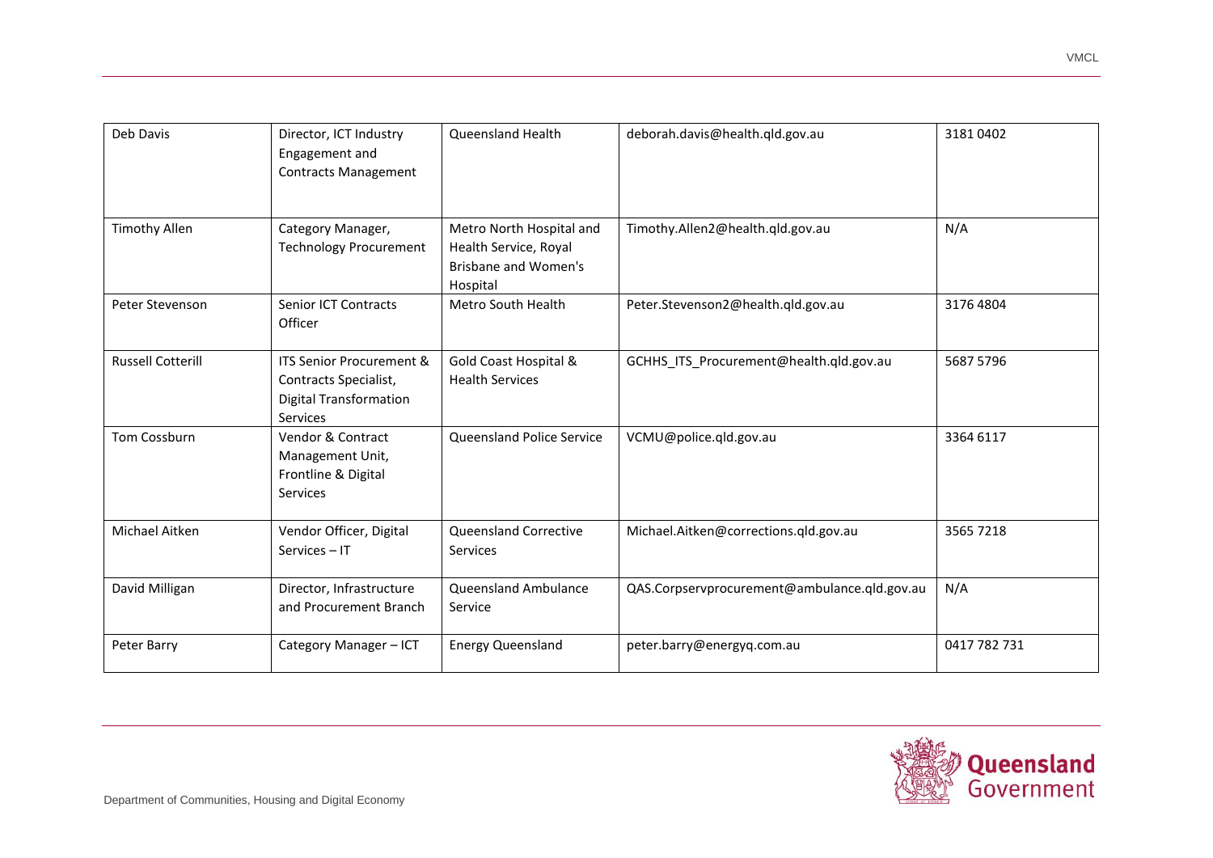| | | | | |
|---|---|---|---|---|
| Deb Davis | Director, ICT Industry Engagement and Contracts Management | Queensland Health | deborah.davis@health.qld.gov.au | 3181 0402 |
| Timothy Allen | Category Manager, Technology Procurement | Metro North Hospital and Health Service, Royal Brisbane and Women's Hospital | Timothy.Allen2@health.qld.gov.au | N/A |
| Peter Stevenson | Senior ICT Contracts Officer | Metro South Health | Peter.Stevenson2@health.qld.gov.au | 3176 4804 |
| Russell Cotterill | ITS Senior Procurement & Contracts Specialist, Digital Transformation Services | Gold Coast Hospital & Health Services | GCHHS_ITS_Procurement@health.qld.gov.au | 5687 5796 |
| Tom Cossburn | Vendor & Contract Management Unit, Frontline & Digital Services | Queensland Police Service | VCMU@police.qld.gov.au | 3364 6117 |
| Michael Aitken | Vendor Officer, Digital Services – IT | Queensland Corrective Services | Michael.Aitken@corrections.qld.gov.au | 3565 7218 |
| David Milligan | Director, Infrastructure and Procurement Branch | Queensland Ambulance Service | QAS.Corpservprocurement@ambulance.qld.gov.au | N/A |
| Peter Barry | Category Manager – ICT | Energy Queensland | peter.barry@energyq.com.au | 0417 782 731 |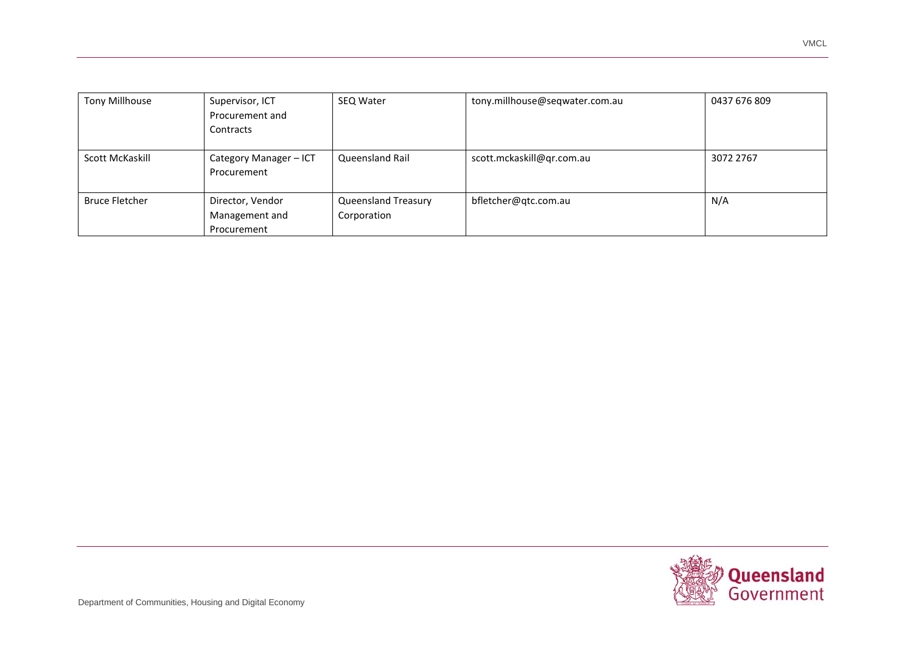| | | | | |
|---|---|---|---|---|
| Tony Millhouse | Supervisor, ICT Procurement and Contracts | SEQ Water | tony.millhouse@seqwater.com.au | 0437 676 809 |
| Scott McKaskill | Category Manager – ICT Procurement | Queensland Rail | scott.mckaskill@qr.com.au | 3072 2767 |
| Bruce Fletcher | Director, Vendor Management and Procurement | Queensland Treasury Corporation | bfletcher@qtc.com.au | N/A |